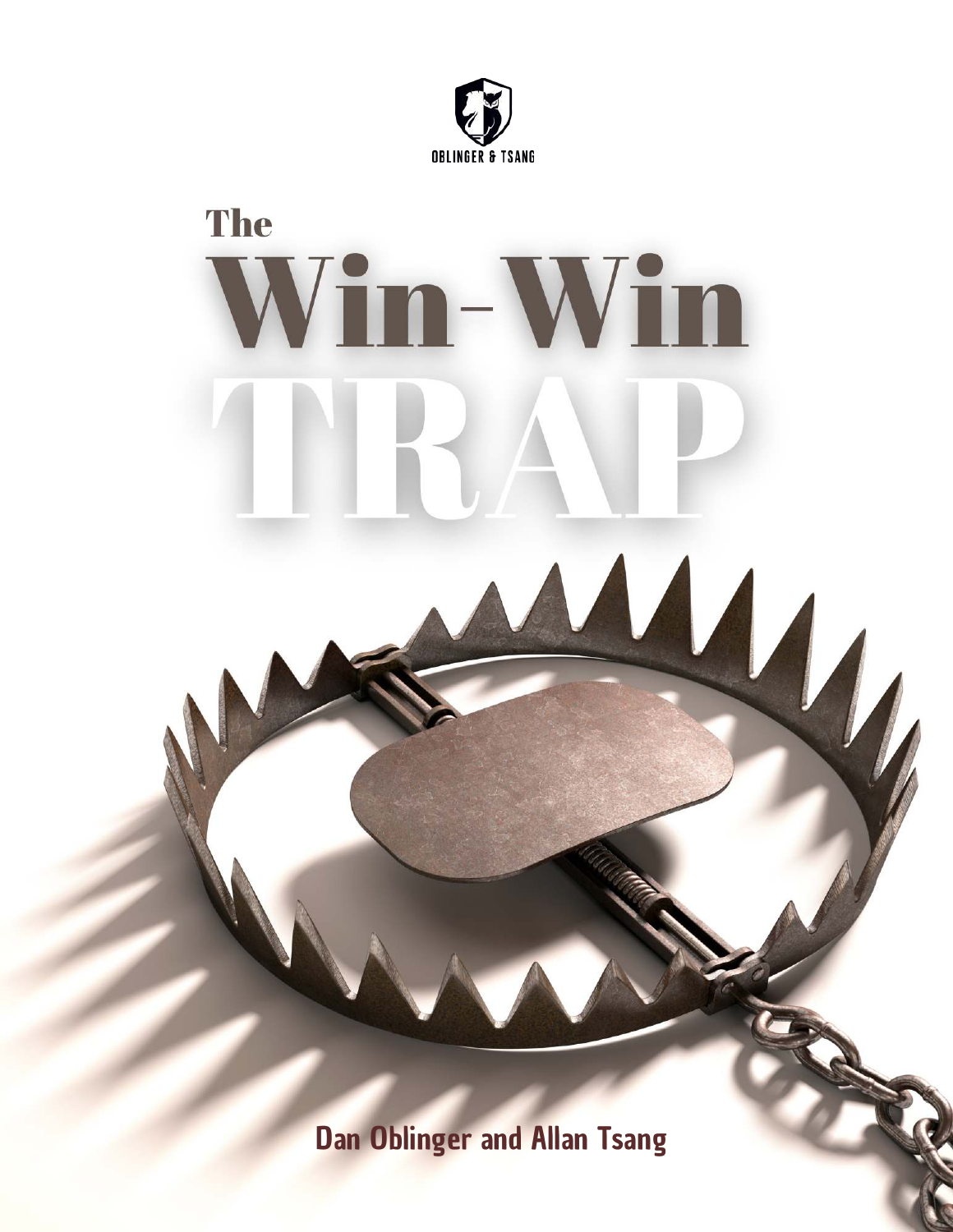OBLINGER & TSANG

# The Win-Win TRAP

Dan Oblinger and Allan Tsang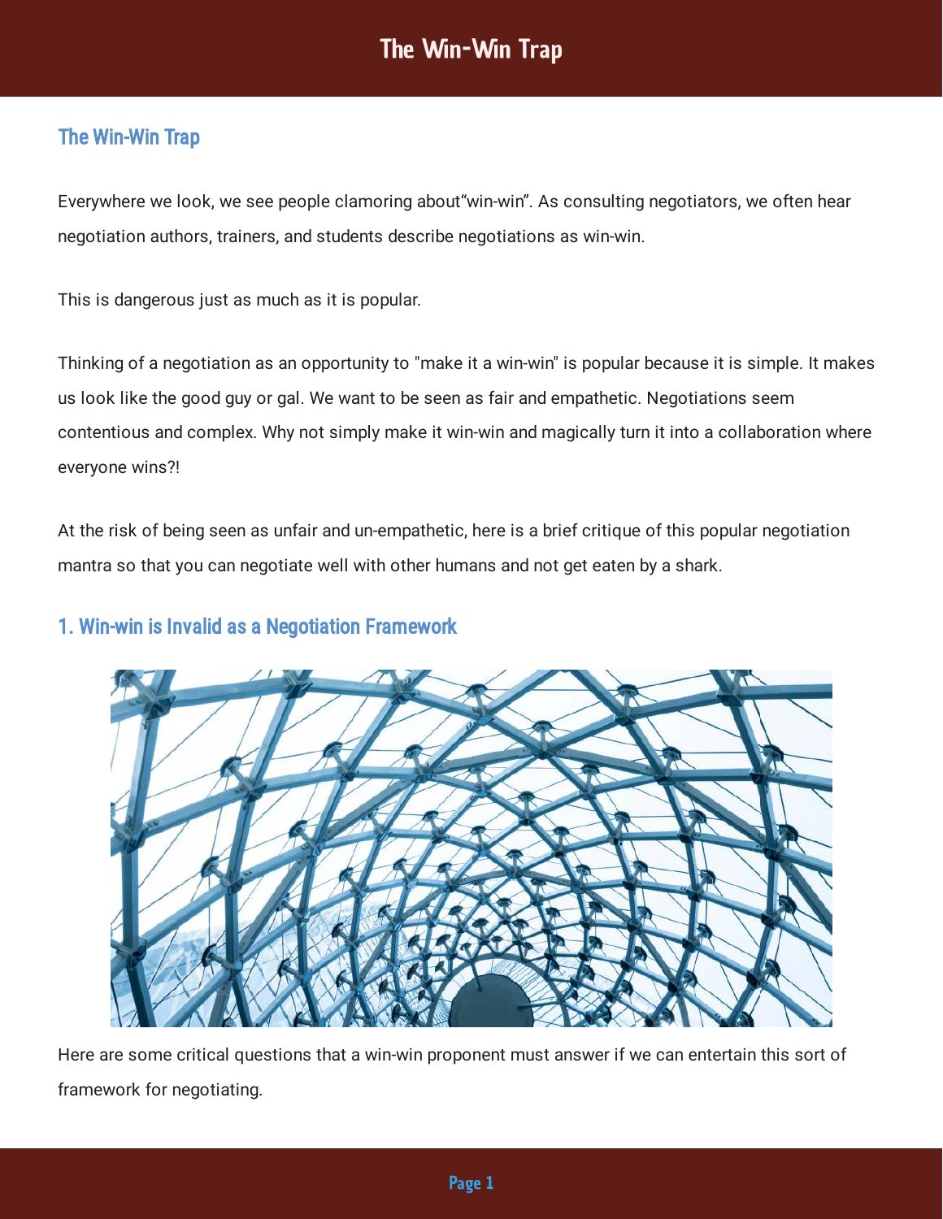## The Win-Win Trap

Everywhere we look, we see people clamoring about“win-win”. As consulting negotiators, we often hear negotiation authors, trainers, and students describe negotiations as win-win.

This is dangerous just as much as it is popular.

Thinking of a negotiation as an opportunity to "make it a win-win" is popular because it is simple. It makes us look like the good guy or gal. We want to be seen as fair and empathetic. Negotiations seem contentious and complex. Why not simply make it win-win and magically turn it into a collaboration where everyone wins?!

At the risk of being seen as unfair and un-empathetic, here is a brief critique of this popular negotiation mantra so that you can negotiate well with other humans and not get eaten by a shark.

### 1. Win-win is Invalid as a Negotiation Framework

Here are some critical questions that a win-win proponent must answer if we can entertain this sort of framework for negotiating.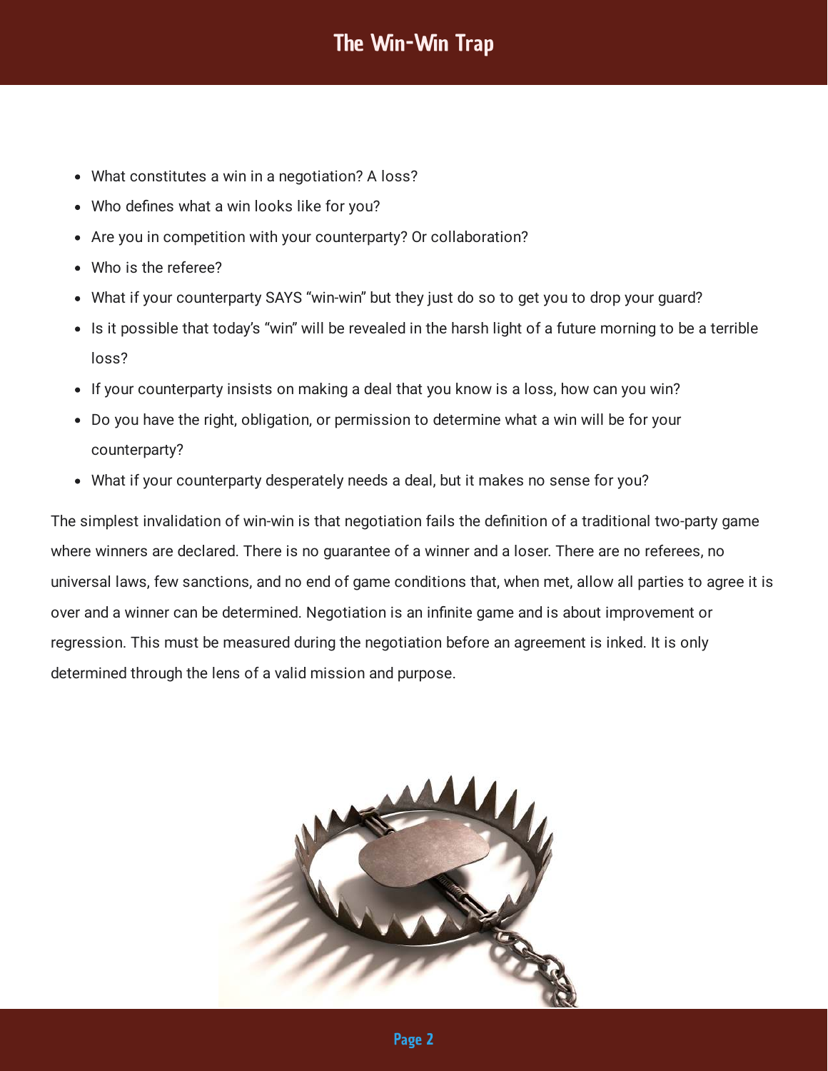- What constitutes a win in a negotiation? A loss?
- Who defines what a win looks like for you?
- Are you in competition with your counterparty? Or collaboration?
- Who is the referee?
- What if your counterparty SAYS "win-win" but they just do so to get you to drop your guard?
- Is it possible that today's "win" will be revealed in the harsh light of a future morning to be a terrible loss?
- If your counterparty insists on making a deal that you know is a loss, how can you win?
- Do you have the right, obligation, or permission to determine what a win will be for your counterparty?
- What if your counterparty desperately needs a deal, but it makes no sense for you?

The simplest invalidation of win-win is that negotiation fails the definition of a traditional two-party game where winners are declared. There is no guarantee of a winner and a loser. There are no referees, no universal laws, few sanctions, and no end of game conditions that, when met, allow all parties to agree it is over and a winner can be determined. Negotiation is an infinite game and is about improvement or regression. This must be measured during the negotiation before an agreement is inked. It is only determined through the lens of a valid mission and purpose.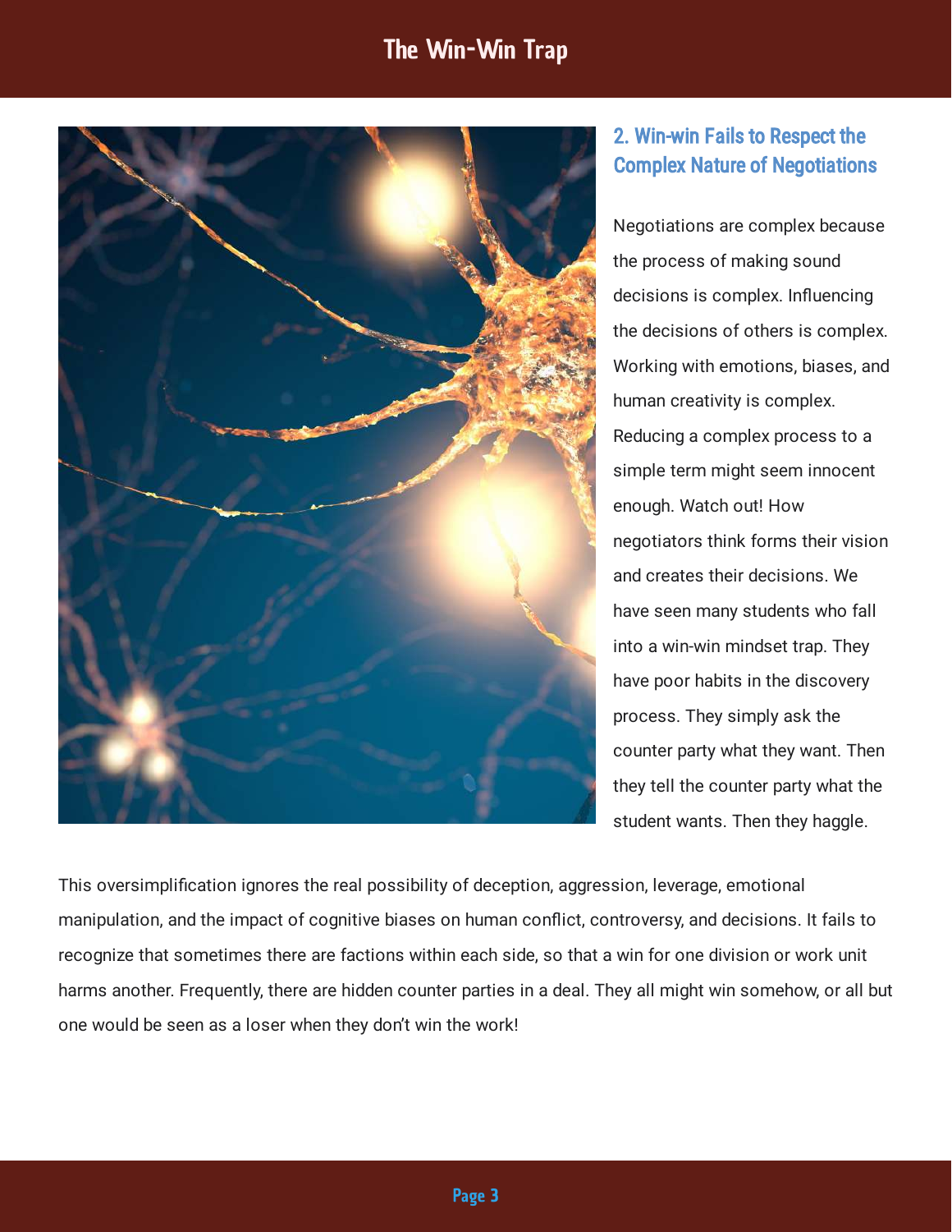## 2. Win-win Fails to Respect the Complex Nature of Negotiations

Negotiations are complex because the process of making sound decisions is complex. Influencing the decisions of others is complex. Working with emotions, biases, and human creativity is complex. Reducing a complex process to a simple term might seem innocent enough. Watch out! How negotiators think forms their vision and creates their decisions. We have seen many students who fall into a win-win mindset trap. They have poor habits in the discovery process. They simply ask the counter party what they want. Then they tell the counter party what the student wants. Then they haggle.

This oversimplification ignores the real possibility of deception, aggression, leverage, emotional manipulation, and the impact of cognitive biases on human conflict, controversy, and decisions. It fails to recognize that sometimes there are factions within each side, so that a win for one division or work unit harms another. Frequently, there are hidden counter parties in a deal. They all might win somehow, or all but one would be seen as a loser when they don't win the work!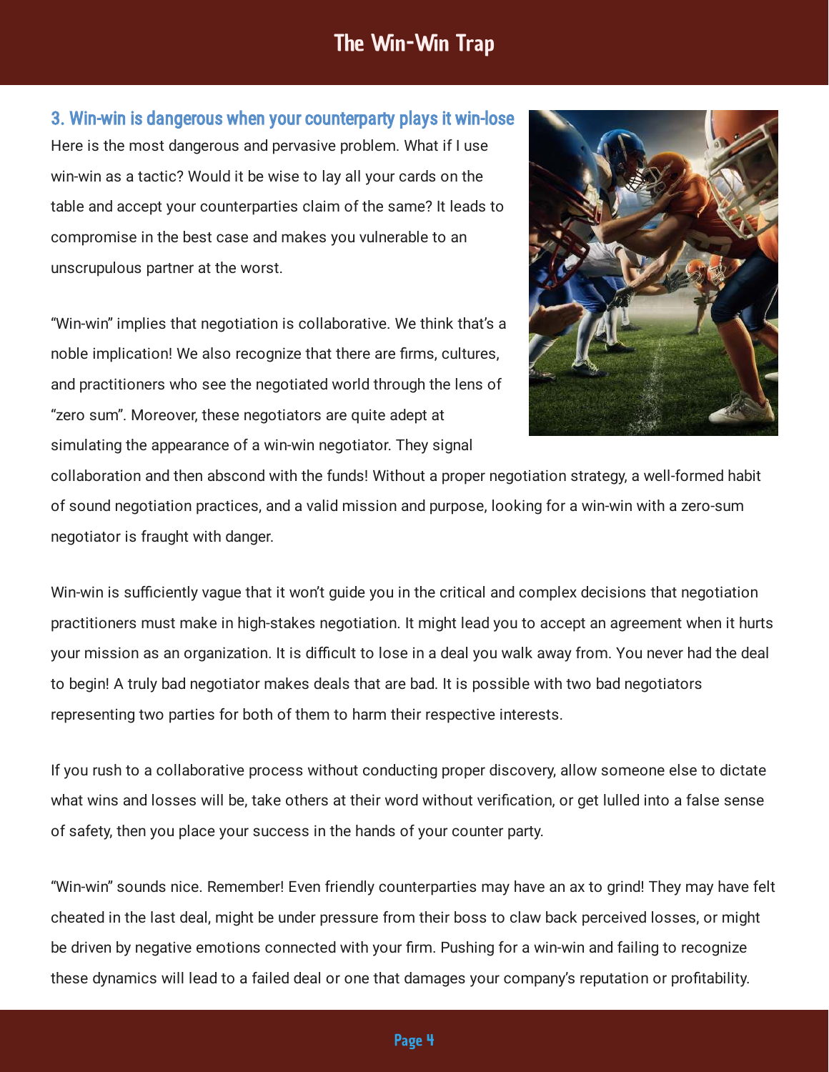### 3. Win-win is dangerous when your counterparty plays it win-lose

Here is the most dangerous and pervasive problem. What if I use win-win as a tactic? Would it be wise to lay all your cards on the table and accept your counterparties claim of the same? It leads to compromise in the best case and makes you vulnerable to an unscrupulous partner at the worst.

"Win-win" implies that negotiation is collaborative. We think that's a noble implication! We also recognize that there are firms, cultures, and practitioners who see the negotiated world through the lens of "zero sum". Moreover, these negotiators are quite adept at simulating the appearance of a win-win negotiator. They signal collaboration and then abscond with the funds! Without a proper negotiation strategy, a well-formed habit of sound negotiation practices, and a valid mission and purpose, looking for a win-win with a zero-sum negotiator is fraught with danger.

Win-win is sufficiently vague that it won't guide you in the critical and complex decisions that negotiation practitioners must make in high-stakes negotiation. It might lead you to accept an agreement when it hurts your mission as an organization. It is difficult to lose in a deal you walk away from. You never had the deal to begin! A truly bad negotiator makes deals that are bad. It is possible with two bad negotiators representing two parties for both of them to harm their respective interests.

If you rush to a collaborative process without conducting proper discovery, allow someone else to dictate what wins and losses will be, take others at their word without verification, or get lulled into a false sense of safety, then you place your success in the hands of your counter party.

"Win-win" sounds nice. Remember! Even friendly counterparties may have an ax to grind! They may have felt cheated in the last deal, might be under pressure from their boss to claw back perceived losses, or might be driven by negative emotions connected with your firm. Pushing for a win-win and failing to recognize these dynamics will lead to a failed deal or one that damages your company's reputation or profitability.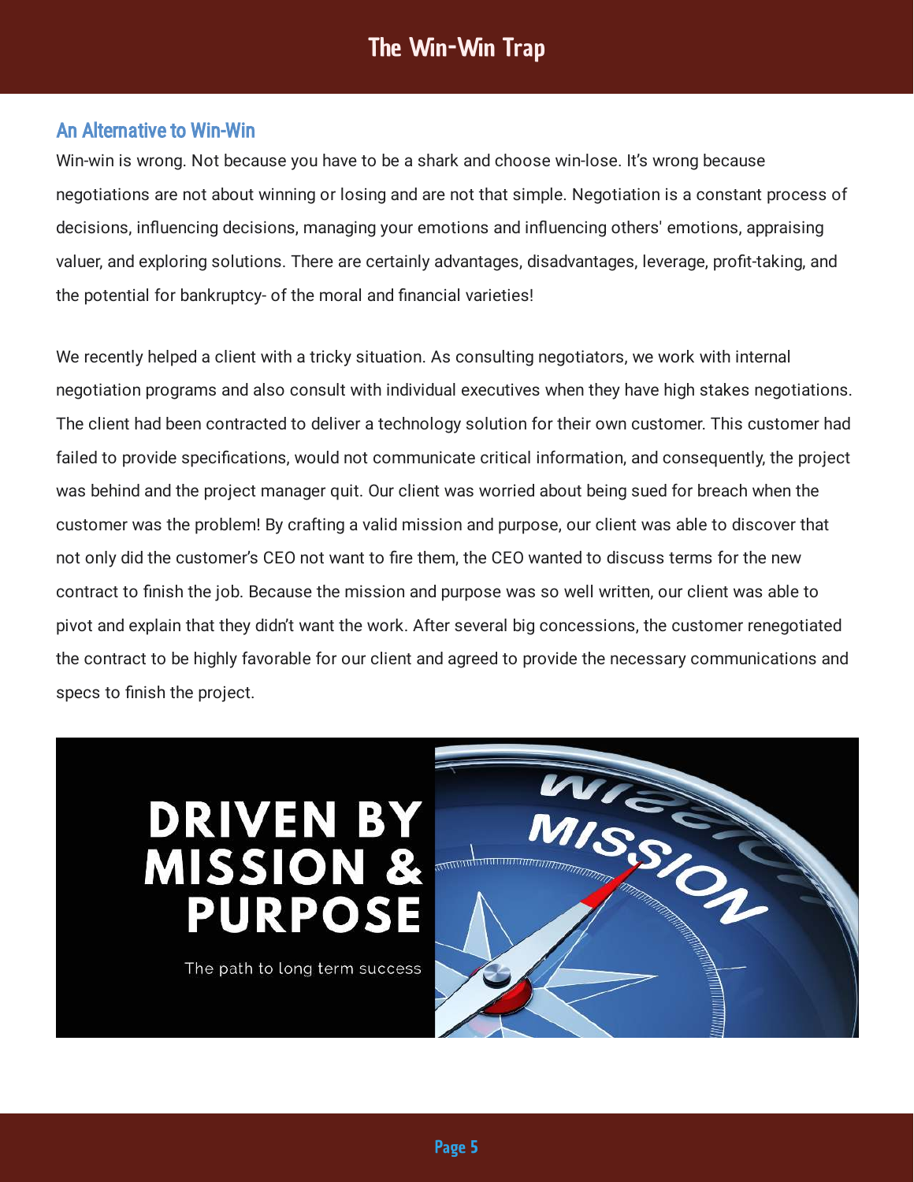## An Alternative to Win-Win

Win-win is wrong. Not because you have to be a shark and choose win-lose. It's wrong because negotiations are not about winning or losing and are not that simple. Negotiation is a constant process of decisions, influencing decisions, managing your emotions and influencing others' emotions, appraising valuer, and exploring solutions. There are certainly advantages, disadvantages, leverage, profit-taking, and the potential for bankruptcy- of the moral and financial varieties!

We recently helped a client with a tricky situation. As consulting negotiators, we work with internal negotiation programs and also consult with individual executives when they have high stakes negotiations. The client had been contracted to deliver a technology solution for their own customer. This customer had failed to provide specifications, would not communicate critical information, and consequently, the project was behind and the project manager quit. Our client was worried about being sued for breach when the customer was the problem! By crafting a valid mission and purpose, our client was able to discover that not only did the customer's CEO not want to fire them, the CEO wanted to discuss terms for the new contract to finish the job. Because the mission and purpose was so well written, our client was able to pivot and explain that they didn't want the work. After several big concessions, the customer renegotiated the contract to be highly favorable for our client and agreed to provide the necessary communications and specs to finish the project.

DRIVEN BY MISSION & PURPOSE

The path to long term success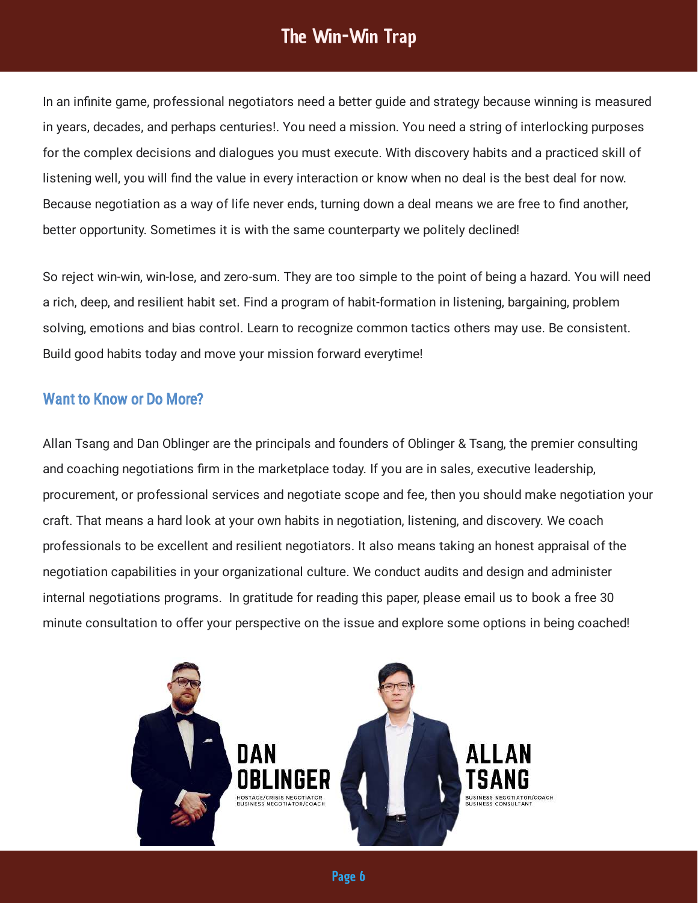In an infinite game, professional negotiators need a better guide and strategy because winning is measured in years, decades, and perhaps centuries!. You need a mission. You need a string of interlocking purposes for the complex decisions and dialogues you must execute. With discovery habits and a practiced skill of listening well, you will find the value in every interaction or know when no deal is the best deal for now. Because negotiation as a way of life never ends, turning down a deal means we are free to find another, better opportunity. Sometimes it is with the same counterparty we politely declined!

So reject win-win, win-lose, and zero-sum. They are too simple to the point of being a hazard. You will need a rich, deep, and resilient habit set. Find a program of habit-formation in listening, bargaining, problem solving, emotions and bias control. Learn to recognize common tactics others may use. Be consistent. Build good habits today and move your mission forward everytime!

## Want to Know or Do More?

Allan Tsang and Dan Oblinger are the principals and founders of Oblinger & Tsang, the premier consulting and coaching negotiations firm in the marketplace today. If you are in sales, executive leadership, procurement, or professional services and negotiate scope and fee, then you should make negotiation your craft. That means a hard look at your own habits in negotiation, listening, and discovery. We coach professionals to be excellent and resilient negotiators. It also means taking an honest appraisal of the negotiation capabilities in your organizational culture. We conduct audits and design and administer internal negotiations programs. In gratitude for reading this paper, please email us to book a free 30 minute consultation to offer your perspective on the issue and explore some options in being coached!

**DAN OBLINGER**
HOSTAGE/CRISIS NEGOTIATOR
BUSINESS NEGOTIATOR/COACH

**ALLAN TSANG**
BUSINESS NEGOTIATOR/COACH
BUSINESS CONSULTANT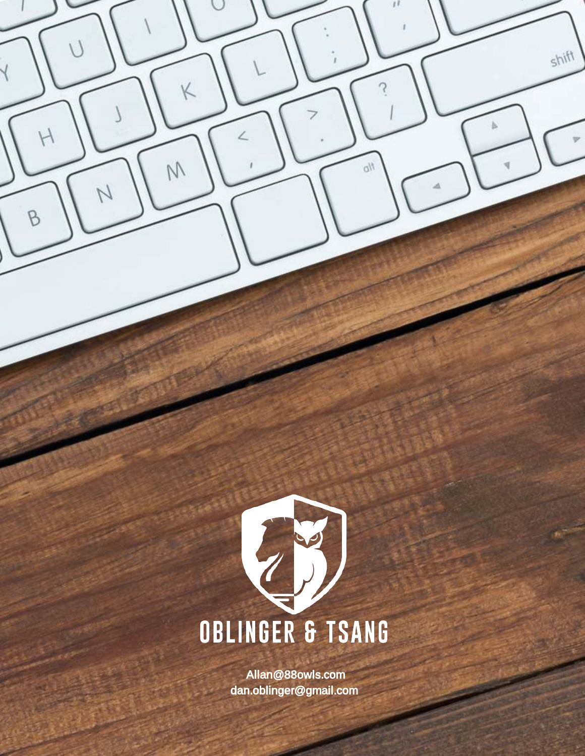OBLINGER & TSANG

Allan@88owls.com
dan.oblinger@gmail.com